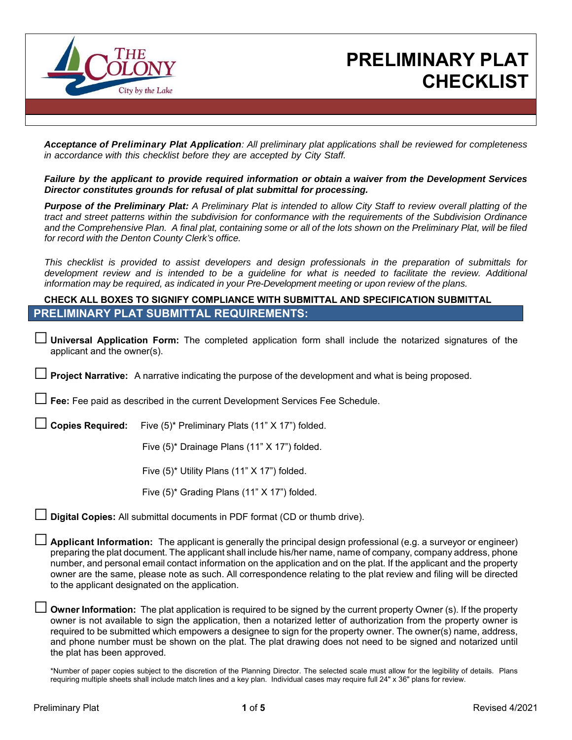# PRELIMINARY PLAT CHECKLIST

***Acceptance of Preliminary Plat Application****: All preliminary plat applications shall be reviewed for completeness in accordance with this checklist before they are accepted by City Staff.*

***Failure by the applicant to provide required information or obtain a waiver from the Development Services Director constitutes grounds for refusal of plat submittal for processing.***

***Purpose of the Preliminary Plat:*** *A Preliminary Plat is intended to allow City Staff to review overall platting of the tract and street patterns within the subdivision for conformance with the requirements of the Subdivision Ordinance and the Comprehensive Plan. A final plat, containing some or all of the lots shown on the Preliminary Plat, will be filed for record with the Denton County Clerk's office.*

*This checklist is provided to assist developers and design professionals in the preparation of submittals for development review and is intended to be a guideline for what is needed to facilitate the review. Additional information may be required, as indicated in your Pre-Development meeting or upon review of the plans.*

**CHECK ALL BOXES TO SIGNIFY COMPLIANCE WITH SUBMITTAL AND SPECIFICATION SUBMITTAL**

## PRELIMINARY PLAT SUBMITTAL REQUIREMENTS:

☐ **Universal Application Form:** The completed application form shall include the notarized signatures of the applicant and the owner(s).

☐ **Project Narrative:** A narrative indicating the purpose of the development and what is being proposed.

☐ **Fee:** Fee paid as described in the current Development Services Fee Schedule.

☐ **Copies Required:** Five (5)* Preliminary Plats (11" X 17") folded.

Five (5)* Drainage Plans (11" X 17") folded.

Five (5)* Utility Plans (11" X 17") folded.

Five (5)* Grading Plans (11" X 17") folded.

☐ **Digital Copies:** All submittal documents in PDF format (CD or thumb drive).

☐ **Applicant Information:** The applicant is generally the principal design professional (e.g. a surveyor or engineer) preparing the plat document. The applicant shall include his/her name, name of company, company address, phone number, and personal email contact information on the application and on the plat. If the applicant and the property owner are the same, please note as such. All correspondence relating to the plat review and filing will be directed to the applicant designated on the application.

☐ **Owner Information:** The plat application is required to be signed by the current property Owner (s). If the property owner is not available to sign the application, then a notarized letter of authorization from the property owner is required to be submitted which empowers a designee to sign for the property owner. The owner(s) name, address, and phone number must be shown on the plat. The plat drawing does not need to be signed and notarized until the plat has been approved.

*Number of paper copies subject to the discretion of the Planning Director. The selected scale must allow for the legibility of details. Plans requiring multiple sheets shall include match lines and a key plan. Individual cases may require full 24" x 36" plans for review.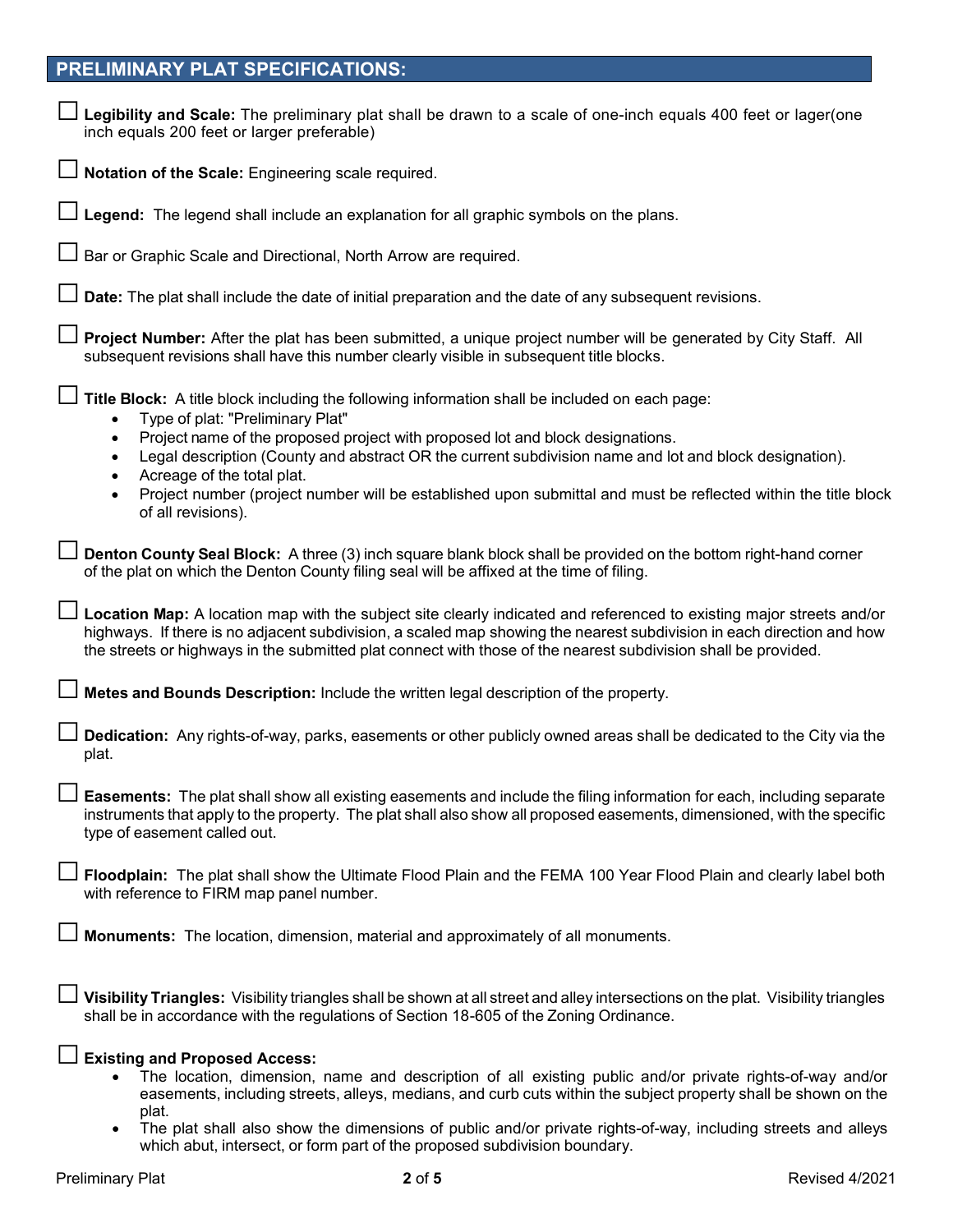## PRELIMINARY PLAT SPECIFICATIONS:

☐ **Legibility and Scale:** The preliminary plat shall be drawn to a scale of one-inch equals 400 feet or lager(one inch equals 200 feet or larger preferable)

☐ **Notation of the Scale:** Engineering scale required.

☐ **Legend:** The legend shall include an explanation for all graphic symbols on the plans.

☐ Bar or Graphic Scale and Directional, North Arrow are required.

☐ **Date:** The plat shall include the date of initial preparation and the date of any subsequent revisions.

☐ **Project Number:** After the plat has been submitted, a unique project number will be generated by City Staff. All subsequent revisions shall have this number clearly visible in subsequent title blocks.

☐ **Title Block:** A title block including the following information shall be included on each page:

- Type of plat: "Preliminary Plat"
- Project name of the proposed project with proposed lot and block designations.
- Legal description (County and abstract OR the current subdivision name and lot and block designation).
- Acreage of the total plat.
- Project number (project number will be established upon submittal and must be reflected within the title block of all revisions).

☐ **Denton County Seal Block:** A three (3) inch square blank block shall be provided on the bottom right-hand corner of the plat on which the Denton County filing seal will be affixed at the time of filing.

☐ **Location Map:** A location map with the subject site clearly indicated and referenced to existing major streets and/or highways. If there is no adjacent subdivision, a scaled map showing the nearest subdivision in each direction and how the streets or highways in the submitted plat connect with those of the nearest subdivision shall be provided.

☐ **Metes and Bounds Description:** Include the written legal description of the property.

☐ **Dedication:** Any rights-of-way, parks, easements or other publicly owned areas shall be dedicated to the City via the plat.

☐ **Easements:** The plat shall show all existing easements and include the filing information for each, including separate instruments that apply to the property. The plat shall also show all proposed easements, dimensioned, with the specific type of easement called out.

☐ **Floodplain:** The plat shall show the Ultimate Flood Plain and the FEMA 100 Year Flood Plain and clearly label both with reference to FIRM map panel number.

☐ **Monuments:** The location, dimension, material and approximately of all monuments.

☐ **Visibility Triangles:** Visibility triangles shall be shown at all street and alley intersections on the plat. Visibility triangles shall be in accordance with the regulations of Section 18-605 of the Zoning Ordinance.

☐ **Existing and Proposed Access:**

- The location, dimension, name and description of all existing public and/or private rights-of-way and/or easements, including streets, alleys, medians, and curb cuts within the subject property shall be shown on the plat.
- The plat shall also show the dimensions of public and/or private rights-of-way, including streets and alleys which abut, intersect, or form part of the proposed subdivision boundary.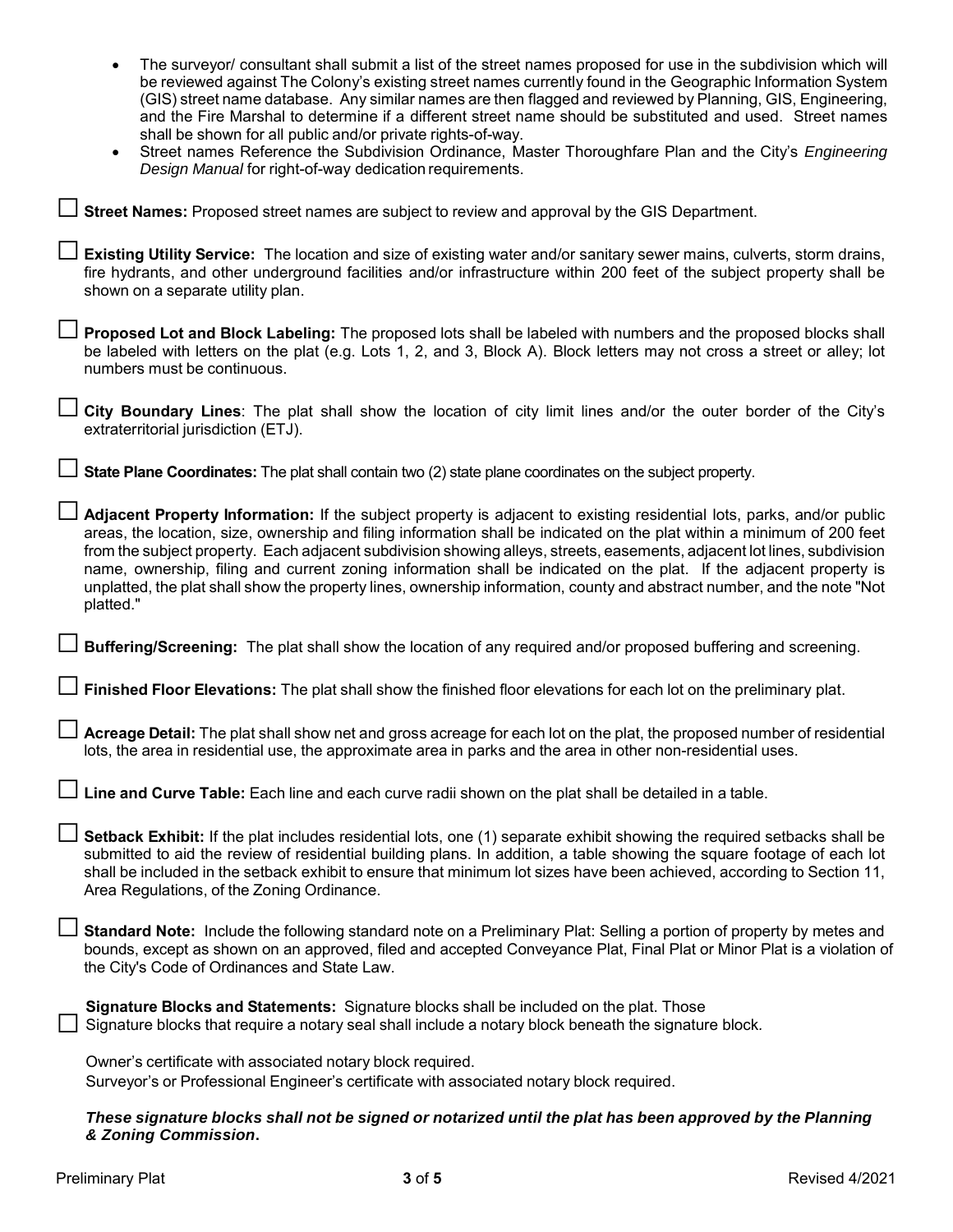- The surveyor/ consultant shall submit a list of the street names proposed for use in the subdivision which will be reviewed against The Colony's existing street names currently found in the Geographic Information System (GIS) street name database. Any similar names are then flagged and reviewed by Planning, GIS, Engineering, and the Fire Marshal to determine if a different street name should be substituted and used. Street names shall be shown for all public and/or private rights-of-way.
- Street names Reference the Subdivision Ordinance, Master Thoroughfare Plan and the City's *Engineering Design Manual* for right-of-way dedication requirements.

☐ **Street Names:** Proposed street names are subject to review and approval by the GIS Department.

☐ **Existing Utility Service:** The location and size of existing water and/or sanitary sewer mains, culverts, storm drains, fire hydrants, and other underground facilities and/or infrastructure within 200 feet of the subject property shall be shown on a separate utility plan.

☐ **Proposed Lot and Block Labeling:** The proposed lots shall be labeled with numbers and the proposed blocks shall be labeled with letters on the plat (e.g. Lots 1, 2, and 3, Block A). Block letters may not cross a street or alley; lot numbers must be continuous.

☐ **City Boundary Lines**: The plat shall show the location of city limit lines and/or the outer border of the City's extraterritorial jurisdiction (ETJ).

☐ **State Plane Coordinates:** The plat shall contain two (2) state plane coordinates on the subject property.

☐ **Adjacent Property Information:** If the subject property is adjacent to existing residential lots, parks, and/or public areas, the location, size, ownership and filing information shall be indicated on the plat within a minimum of 200 feet from the subject property. Each adjacent subdivision showing alleys, streets, easements, adjacent lot lines, subdivision name, ownership, filing and current zoning information shall be indicated on the plat. If the adjacent property is unplatted, the plat shall show the property lines, ownership information, county and abstract number, and the note "Not platted."

☐ **Buffering/Screening:** The plat shall show the location of any required and/or proposed buffering and screening.

☐ **Finished Floor Elevations:** The plat shall show the finished floor elevations for each lot on the preliminary plat.

☐ **Acreage Detail:** The plat shall show net and gross acreage for each lot on the plat, the proposed number of residential lots, the area in residential use, the approximate area in parks and the area in other non-residential uses.

☐ **Line and Curve Table:** Each line and each curve radii shown on the plat shall be detailed in a table.

☐ **Setback Exhibit:** If the plat includes residential lots, one (1) separate exhibit showing the required setbacks shall be submitted to aid the review of residential building plans. In addition, a table showing the square footage of each lot shall be included in the setback exhibit to ensure that minimum lot sizes have been achieved, according to Section 11, Area Regulations, of the Zoning Ordinance.

☐ **Standard Note:** Include the following standard note on a Preliminary Plat: Selling a portion of property by metes and bounds, except as shown on an approved, filed and accepted Conveyance Plat, Final Plat or Minor Plat is a violation of the City's Code of Ordinances and State Law.

☐ **Signature Blocks and Statements:** Signature blocks shall be included on the plat. Those Signature blocks that require a notary seal shall include a notary block beneath the signature block.

Owner's certificate with associated notary block required.
Surveyor's or Professional Engineer's certificate with associated notary block required.

***These signature blocks shall not be signed or notarized until the plat has been approved by the Planning & Zoning Commission.***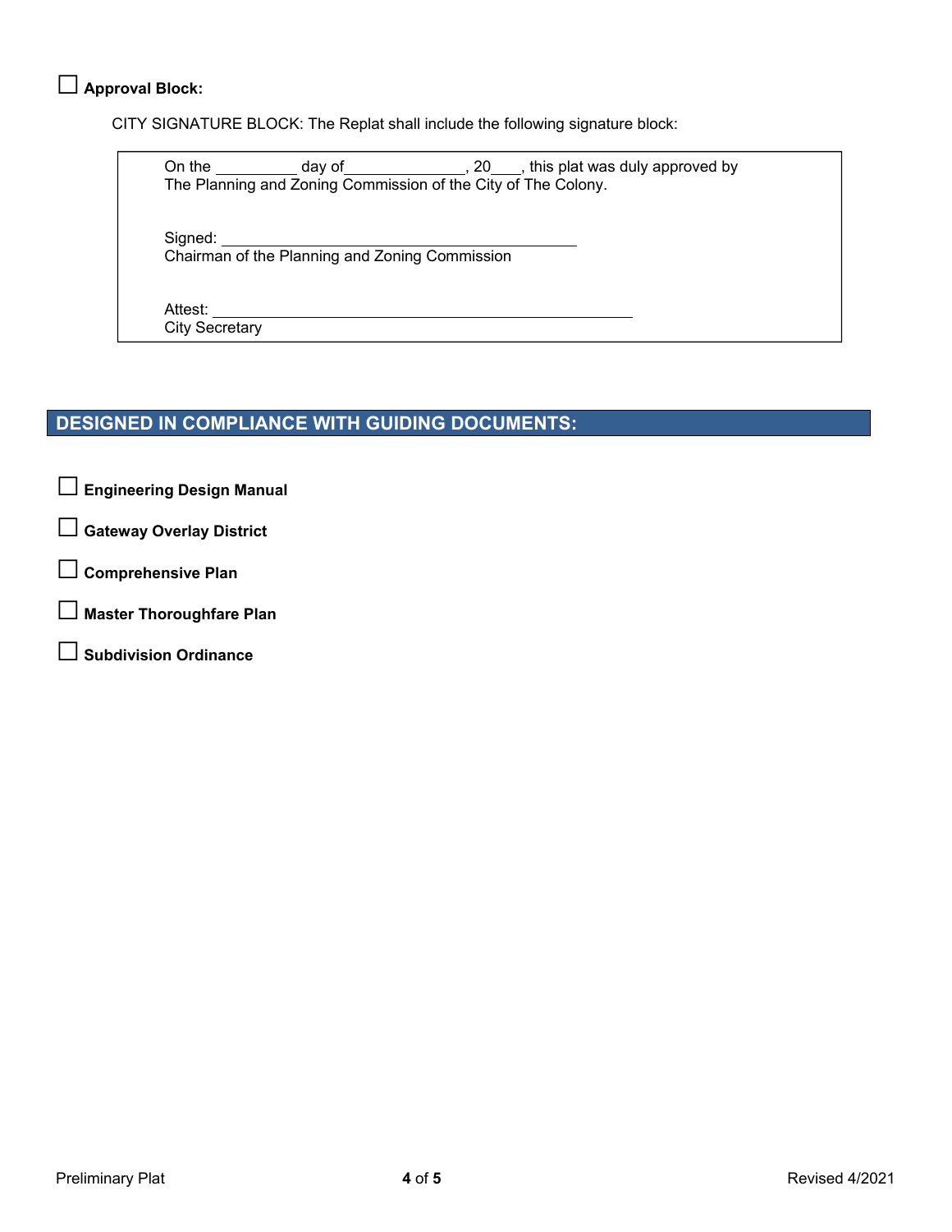☐ **Approval Block:**

CITY SIGNATURE BLOCK: The Replat shall include the following signature block:

> On the _________ day of______________, 20___, this plat was duly approved by
> The Planning and Zoning Commission of the City of The Colony.
>
> Signed: ________________________________________
> Chairman of the Planning and Zoning Commission
>
> Attest: ______________________________________________
> City Secretary

## DESIGNED IN COMPLIANCE WITH GUIDING DOCUMENTS:

☐ **Engineering Design Manual**

☐ **Gateway Overlay District**

☐ **Comprehensive Plan**

☐ **Master Thoroughfare Plan**

☐ **Subdivision Ordinance**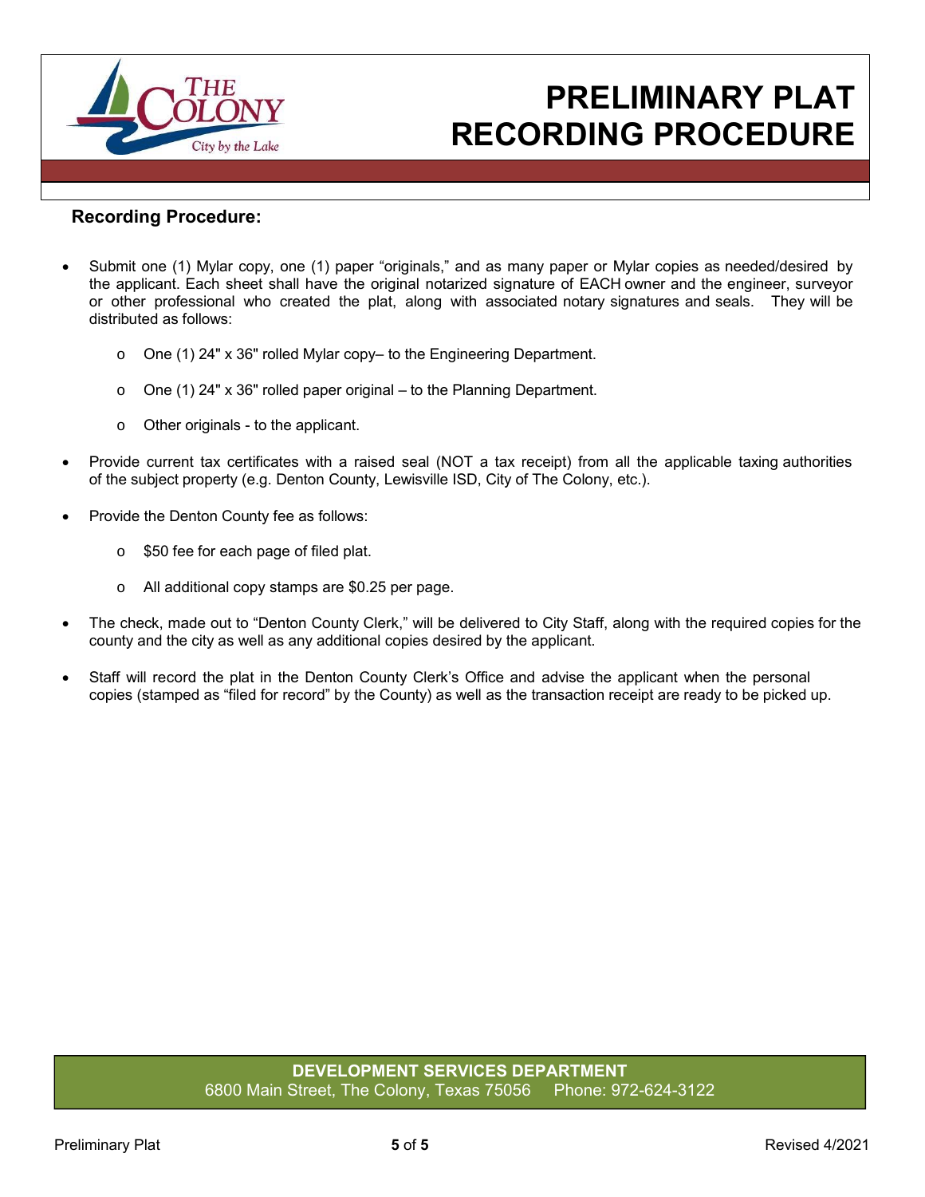# PRELIMINARY PLAT RECORDING PROCEDURE

## Recording Procedure:

- Submit one (1) Mylar copy, one (1) paper "originals," and as many paper or Mylar copies as needed/desired by the applicant. Each sheet shall have the original notarized signature of EACH owner and the engineer, surveyor or other professional who created the plat, along with associated notary signatures and seals. They will be distributed as follows:
  - One (1) 24" x 36" rolled Mylar copy– to the Engineering Department.
  - One (1) 24" x 36" rolled paper original – to the Planning Department.
  - Other originals - to the applicant.
- Provide current tax certificates with a raised seal (NOT a tax receipt) from all the applicable taxing authorities of the subject property (e.g. Denton County, Lewisville ISD, City of The Colony, etc.).
- Provide the Denton County fee as follows:
  - $50 fee for each page of filed plat.
  - All additional copy stamps are $0.25 per page.
- The check, made out to "Denton County Clerk," will be delivered to City Staff, along with the required copies for the county and the city as well as any additional copies desired by the applicant.
- Staff will record the plat in the Denton County Clerk's Office and advise the applicant when the personal copies (stamped as "filed for record" by the County) as well as the transaction receipt are ready to be picked up.

**DEVELOPMENT SERVICES DEPARTMENT**
6800 Main Street, The Colony, Texas 75056 Phone: 972-624-3122